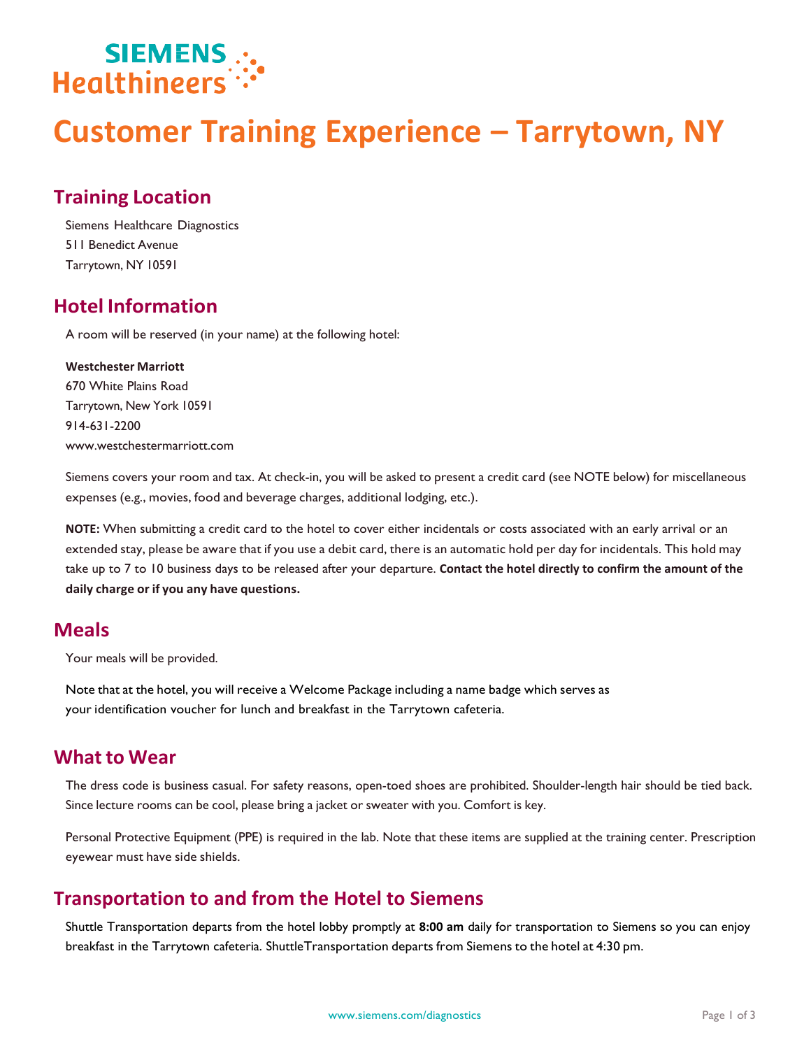SIEMENS Healthineers

# Customer Training Experience – Tarrytown, NY

## Training Location

Siemens Healthcare Diagnostics
511 Benedict Avenue
Tarrytown, NY 10591

## Hotel Information

A room will be reserved (in your name) at the following hotel:

**Westchester Marriott**
670 White Plains Road
Tarrytown, New York 10591
914-631-2200
www.westchestermarriott.com

Siemens covers your room and tax. At check-in, you will be asked to present a credit card (see NOTE below) for miscellaneous expenses (e.g., movies, food and beverage charges, additional lodging, etc.).

**NOTE:** When submitting a credit card to the hotel to cover either incidentals or costs associated with an early arrival or an extended stay, please be aware that if you use a debit card, there is an automatic hold per day for incidentals. This hold may take up to 7 to 10 business days to be released after your departure. **Contact the hotel directly to confirm the amount of the daily charge or if you any have questions.**

## Meals

Your meals will be provided.

Note that at the hotel, you will receive a Welcome Package including a name badge which serves as your identification voucher for lunch and breakfast in the Tarrytown cafeteria.

## What to Wear

The dress code is business casual. For safety reasons, open-toed shoes are prohibited. Shoulder-length hair should be tied back. Since lecture rooms can be cool, please bring a jacket or sweater with you. Comfort is key.

Personal Protective Equipment (PPE) is required in the lab. Note that these items are supplied at the training center. Prescription eyewear must have side shields.

## Transportation to and from the Hotel to Siemens

Shuttle Transportation departs from the hotel lobby promptly at **8:00 am** daily for transportation to Siemens so you can enjoy breakfast in the Tarrytown cafeteria. ShuttleTransportation departs from Siemens to the hotel at 4:30 pm.

www.siemens.com/diagnostics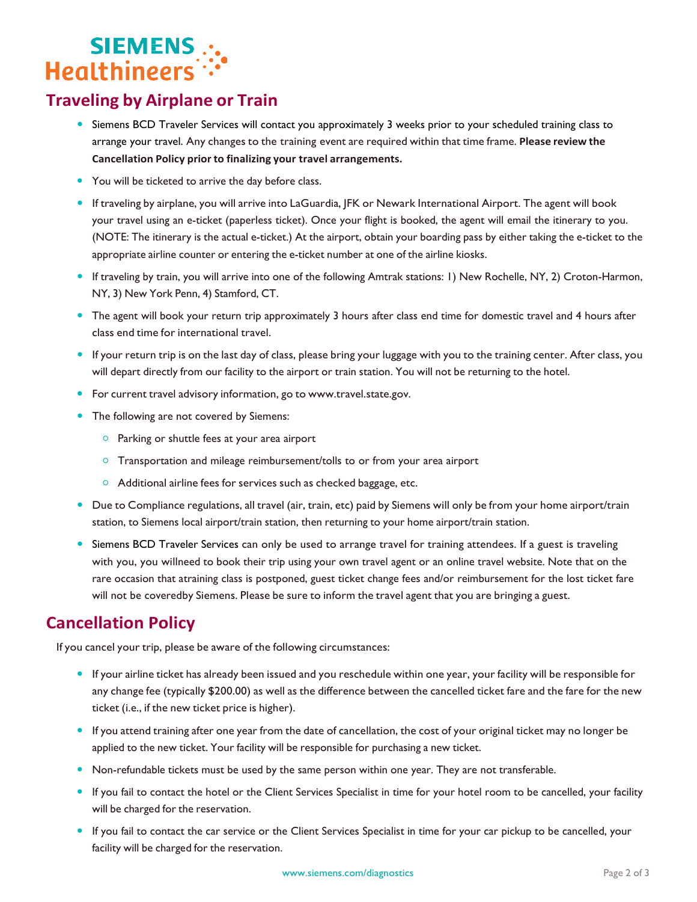## Traveling by Airplane or Train

- Siemens BCD Traveler Services will contact you approximately 3 weeks prior to your scheduled training class to arrange your travel. Any changes to the training event are required within that time frame. **Please review the Cancellation Policy prior to finalizing your travel arrangements.**
- You will be ticketed to arrive the day before class.
- If traveling by airplane, you will arrive into LaGuardia, JFK or Newark International Airport. The agent will book your travel using an e-ticket (paperless ticket). Once your flight is booked, the agent will email the itinerary to you. (NOTE: The itinerary is the actual e-ticket.) At the airport, obtain your boarding pass by either taking the e-ticket to the appropriate airline counter or entering the e-ticket number at one of the airline kiosks.
- If traveling by train, you will arrive into one of the following Amtrak stations: 1) New Rochelle, NY, 2) Croton-Harmon, NY, 3) New York Penn, 4) Stamford, CT.
- The agent will book your return trip approximately 3 hours after class end time for domestic travel and 4 hours after class end time for international travel.
- If your return trip is on the last day of class, please bring your luggage with you to the training center. After class, you will depart directly from our facility to the airport or train station. You will not be returning to the hotel.
- For current travel advisory information, go to www.travel.state.gov.
- The following are not covered by Siemens:
  - Parking or shuttle fees at your area airport
  - Transportation and mileage reimbursement/tolls to or from your area airport
  - Additional airline fees for services such as checked baggage, etc.
- Due to Compliance regulations, all travel (air, train, etc) paid by Siemens will only be from your home airport/train station, to Siemens local airport/train station, then returning to your home airport/train station.
- Siemens BCD Traveler Services can only be used to arrange travel for training attendees. If a guest is traveling with you, you willneed to book their trip using your own travel agent or an online travel website. Note that on the rare occasion that atraining class is postponed, guest ticket change fees and/or reimbursement for the lost ticket fare will not be coveredby Siemens. Please be sure to inform the travel agent that you are bringing a guest.

## Cancellation Policy

If you cancel your trip, please be aware of the following circumstances:

- If your airline ticket has already been issued and you reschedule within one year, your facility will be responsible for any change fee (typically $200.00) as well as the difference between the cancelled ticket fare and the fare for the new ticket (i.e., if the new ticket price is higher).
- If you attend training after one year from the date of cancellation, the cost of your original ticket may no longer be applied to the new ticket. Your facility will be responsible for purchasing a new ticket.
- Non-refundable tickets must be used by the same person within one year. They are not transferable.
- If you fail to contact the hotel or the Client Services Specialist in time for your hotel room to be cancelled, your facility will be charged for the reservation.
- If you fail to contact the car service or the Client Services Specialist in time for your car pickup to be cancelled, your facility will be charged for the reservation.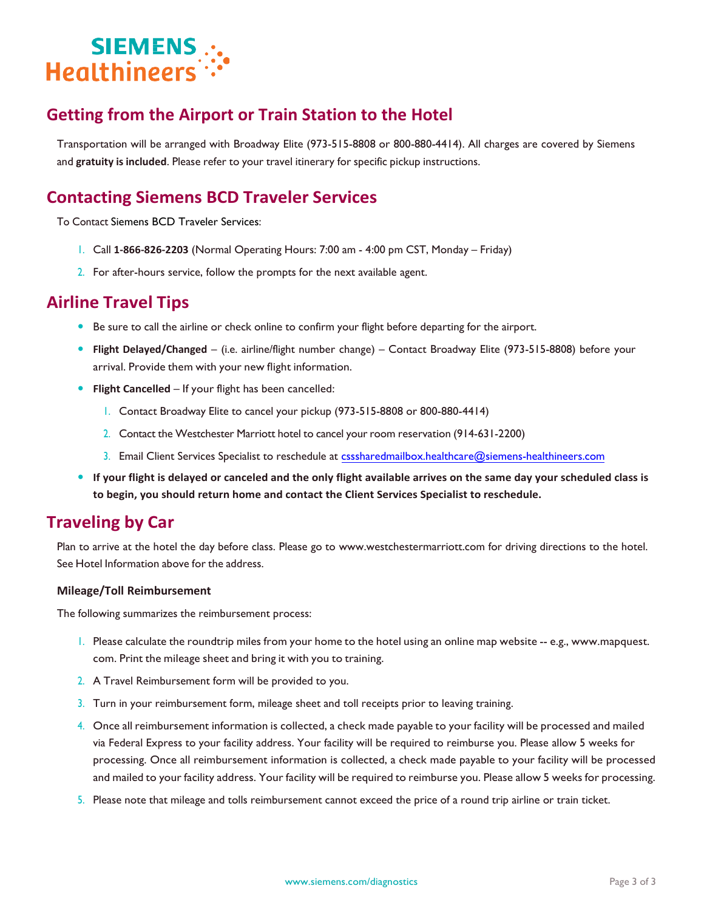## Getting from the Airport or Train Station to the Hotel

Transportation will be arranged with Broadway Elite (973-515-8808 or 800-880-4414). All charges are covered by Siemens and **gratuity is included**. Please refer to your travel itinerary for specific pickup instructions.

## Contacting Siemens BCD Traveler Services

To Contact Siemens BCD Traveler Services:

1. Call **1-866-826-2203** (Normal Operating Hours: 7:00 am - 4:00 pm CST, Monday – Friday)
2. For after-hours service, follow the prompts for the next available agent.

## Airline Travel Tips

- Be sure to call the airline or check online to confirm your flight before departing for the airport.
- **Flight Delayed/Changed** – (i.e. airline/flight number change) – Contact Broadway Elite (973-515-8808) before your arrival. Provide them with your new flight information.
- **Flight Cancelled** – If your flight has been cancelled:
  1. Contact Broadway Elite to cancel your pickup (973-515-8808 or 800-880-4414)
  2. Contact the Westchester Marriott hotel to cancel your room reservation (914-631-2200)
  3. Email Client Services Specialist to reschedule at cssshared​mailbox.healthcare@siemens-healthineers.com
- **If your flight is delayed or canceled and the only flight available arrives on the same day your scheduled class is to begin, you should return home and contact the Client Services Specialist to reschedule.**

## Traveling by Car

Plan to arrive at the hotel the day before class. Please go to www.westchestermarriott.com for driving directions to the hotel. See Hotel Information above for the address.

### Mileage/Toll Reimbursement

The following summarizes the reimbursement process:

1. Please calculate the roundtrip miles from your home to the hotel using an online map website -- e.g., www.mapquest.com. Print the mileage sheet and bring it with you to training.
2. A Travel Reimbursement form will be provided to you.
3. Turn in your reimbursement form, mileage sheet and toll receipts prior to leaving training.
4. Once all reimbursement information is collected, a check made payable to your facility will be processed and mailed via Federal Express to your facility address. Your facility will be required to reimburse you. Please allow 5 weeks for processing. Once all reimbursement information is collected, a check made payable to your facility will be processed and mailed to your facility address. Your facility will be required to reimburse you. Please allow 5 weeks for processing.
5. Please note that mileage and tolls reimbursement cannot exceed the price of a round trip airline or train ticket.